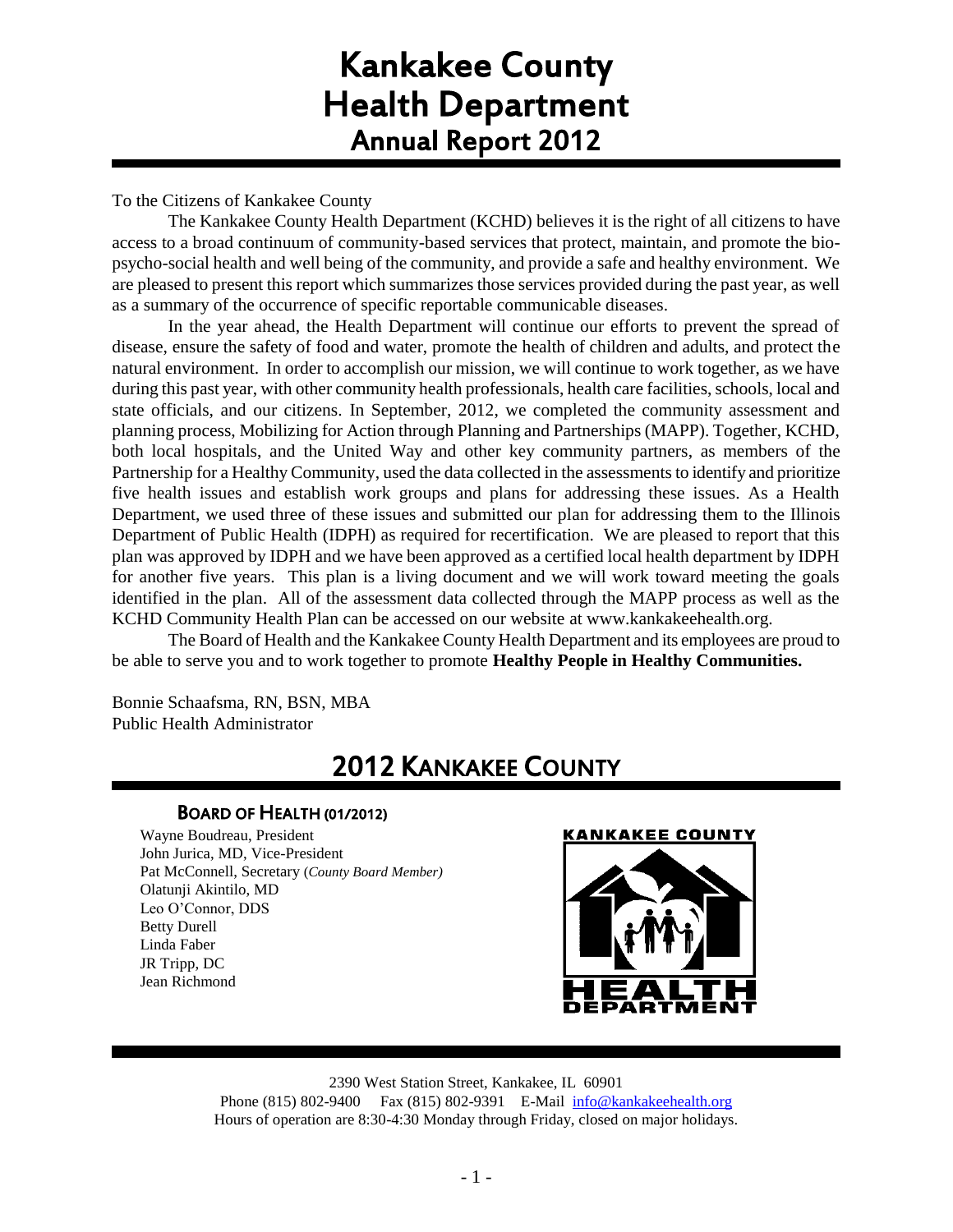# Kankakee County Health Department
## Annual Report 2012

To the Citizens of Kankakee County

The Kankakee County Health Department (KCHD) believes it is the right of all citizens to have access to a broad continuum of community-based services that protect, maintain, and promote the bio-psycho-social health and well being of the community, and provide a safe and healthy environment. We are pleased to present this report which summarizes those services provided during the past year, as well as a summary of the occurrence of specific reportable communicable diseases.

In the year ahead, the Health Department will continue our efforts to prevent the spread of disease, ensure the safety of food and water, promote the health of children and adults, and protect the natural environment. In order to accomplish our mission, we will continue to work together, as we have during this past year, with other community health professionals, health care facilities, schools, local and state officials, and our citizens. In September, 2012, we completed the community assessment and planning process, Mobilizing for Action through Planning and Partnerships (MAPP). Together, KCHD, both local hospitals, and the United Way and other key community partners, as members of the Partnership for a Healthy Community, used the data collected in the assessments to identify and prioritize five health issues and establish work groups and plans for addressing these issues. As a Health Department, we used three of these issues and submitted our plan for addressing them to the Illinois Department of Public Health (IDPH) as required for recertification. We are pleased to report that this plan was approved by IDPH and we have been approved as a certified local health department by IDPH for another five years. This plan is a living document and we will work toward meeting the goals identified in the plan. All of the assessment data collected through the MAPP process as well as the KCHD Community Health Plan can be accessed on our website at www.kankakeehealth.org.

The Board of Health and the Kankakee County Health Department and its employees are proud to be able to serve you and to work together to promote **Healthy People in Healthy Communities.**

Bonnie Schaafsma, RN, BSN, MBA
Public Health Administrator

## 2012 Kankakee County

### Board of Health (01/2012)

Wayne Boudreau, President
John Jurica, MD, Vice-President
Pat McConnell, Secretary (*County Board Member*)
Olatunji Akintilo, MD
Leo O'Connor, DDS
Betty Durell
Linda Faber
JR Tripp, DC
Jean Richmond

2390 West Station Street, Kankakee, IL 60901
Phone (815) 802-9400 Fax (815) 802-9391 E-Mail info@kankakeehealth.org
Hours of operation are 8:30-4:30 Monday through Friday, closed on major holidays.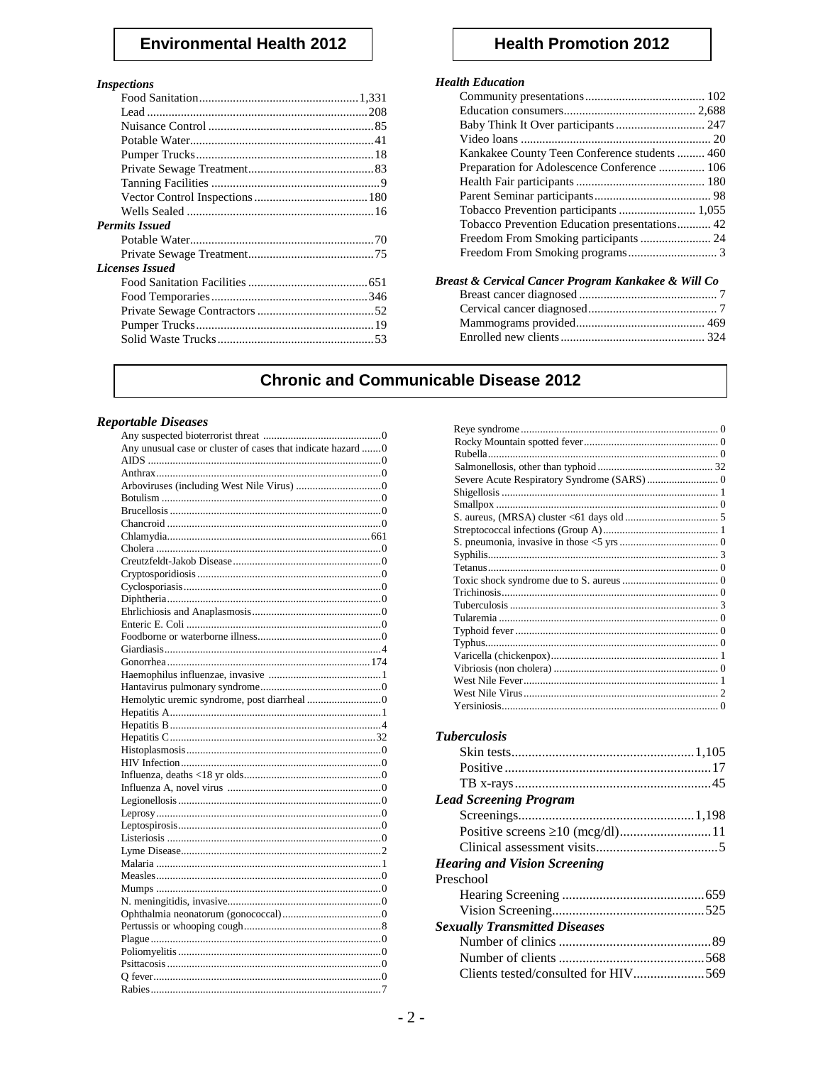## Environmental Health 2012

***Inspections***

| Item | Count |
|---|---|
| Food Sanitation | 1,331 |
| Lead | 208 |
| Nuisance Control | 85 |
| Potable Water | 41 |
| Pumper Trucks | 18 |
| Private Sewage Treatment | 83 |
| Tanning Facilities | 9 |
| Vector Control Inspections | 180 |
| Wells Sealed | 16 |

***Permits Issued***

| Item | Count |
|---|---|
| Potable Water | 70 |
| Private Sewage Treatment | 75 |

***Licenses Issued***

| Item | Count |
|---|---|
| Food Sanitation Facilities | 651 |
| Food Temporaries | 346 |
| Private Sewage Contractors | 52 |
| Pumper Trucks | 19 |
| Solid Waste Trucks | 53 |

## Health Promotion 2012

***Health Education***

| Item | Count |
|---|---|
| Community presentations | 102 |
| Education consumers | 2,688 |
| Baby Think It Over participants | 247 |
| Video loans | 20 |
| Kankakee County Teen Conference students | 460 |
| Preparation for Adolescence Conference | 106 |
| Health Fair participants | 180 |
| Parent Seminar participants | 98 |
| Tobacco Prevention participants | 1,055 |
| Tobacco Prevention Education presentations | 42 |
| Freedom From Smoking participants | 24 |
| Freedom From Smoking programs | 3 |

***Breast & Cervical Cancer Program Kankakee & Will Co***

| Item | Count |
|---|---|
| Breast cancer diagnosed | 7 |
| Cervical cancer diagnosed | 7 |
| Mammograms provided | 469 |
| Enrolled new clients | 324 |

## Chronic and Communicable Disease 2012

***Reportable Diseases***

| Disease | Count |
|---|---|
| Any suspected bioterrorist threat | 0 |
| Any unusual case or cluster of cases that indicate hazard | 0 |
| AIDS | 0 |
| Anthrax | 0 |
| Arboviruses (including West Nile Virus) | 0 |
| Botulism | 0 |
| Brucellosis | 0 |
| Chancroid | 0 |
| Chlamydia | 661 |
| Cholera | 0 |
| Creutzfeldt-Jakob Disease | 0 |
| Cryptosporidiosis | 0 |
| Cyclosporiasis | 0 |
| Diphtheria | 0 |
| Ehrlichiosis and Anaplasmosis | 0 |
| Enteric E. Coli | 0 |
| Foodborne or waterborne illness | 0 |
| Giardiasis | 4 |
| Gonorrhea | 174 |
| Haemophilus influenzae, invasive | 1 |
| Hantavirus pulmonary syndrome | 0 |
| Hemolytic uremic syndrome, post diarrheal | 0 |
| Hepatitis A | 1 |
| Hepatitis B | 4 |
| Hepatitis C | 32 |
| Histoplasmosis | 0 |
| HIV Infection | 0 |
| Influenza, deaths <18 yr olds | 0 |
| Influenza A, novel virus | 0 |
| Legionellosis | 0 |
| Leprosy | 0 |
| Leptospirosis | 0 |
| Listeriosis | 0 |
| Lyme Disease | 2 |
| Malaria | 1 |
| Measles | 0 |
| Mumps | 0 |
| N. meningitidis, invasive | 0 |
| Ophthalmia neonatorum (gonococcal) | 0 |
| Pertussis or whooping cough | 8 |
| Plague | 0 |
| Poliomyelitis | 0 |
| Psittacosis | 0 |
| Q fever | 0 |
| Rabies | 7 |
| Reye syndrome | 0 |
| Rocky Mountain spotted fever | 0 |
| Rubella | 0 |
| Salmonellosis, other than typhoid | 32 |
| Severe Acute Respiratory Syndrome (SARS) | 0 |
| Shigellosis | 1 |
| Smallpox | 0 |
| S. aureus, (MRSA) cluster <61 days old | 5 |
| Streptococcal infections (Group A) | 1 |
| S. pneumonia, invasive in those <5 yrs | 0 |
| Syphilis | 3 |
| Tetanus | 0 |
| Toxic shock syndrome due to S. aureus | 0 |
| Trichinosis | 0 |
| Tuberculosis | 3 |
| Tularemia | 0 |
| Typhoid fever | 0 |
| Typhus | 0 |
| Varicella (chickenpox) | 1 |
| Vibriosis (non cholera) | 0 |
| West Nile Fever | 1 |
| West Nile Virus | 2 |
| Yersiniosis | 0 |

***Tuberculosis***

| Item | Count |
|---|---|
| Skin tests | 1,105 |
| Positive | 17 |
| TB x-rays | 45 |

***Lead Screening Program***

| Item | Count |
|---|---|
| Screenings | 1,198 |
| Positive screens ≥10 (mcg/dl) | 11 |
| Clinical assessment visits | 5 |

***Hearing and Vision Screening***

Preschool

| Item | Count |
|---|---|
| Hearing Screening | 659 |
| Vision Screening | 525 |

***Sexually Transmitted Diseases***

| Item | Count |
|---|---|
| Number of clinics | 89 |
| Number of clients | 568 |
| Clients tested/consulted for HIV | 569 |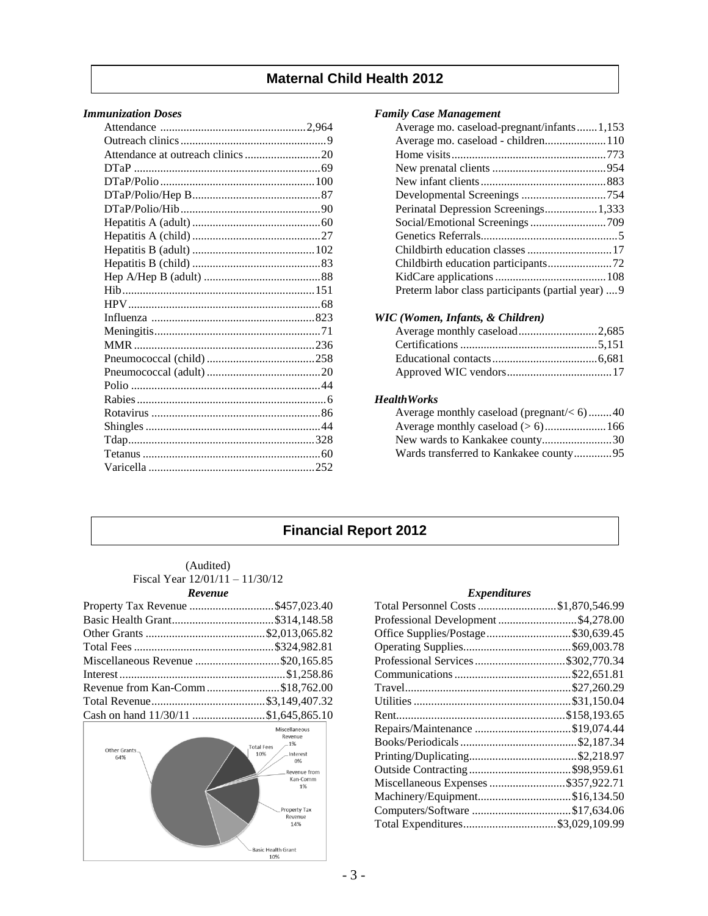## Maternal Child Health 2012

### *Immunization Doses*

| Item | Count |
|---|---|
| Attendance | 2,964 |
| Outreach clinics | 9 |
| Attendance at outreach clinics | 20 |
| DTaP | 69 |
| DTaP/Polio | 100 |
| DTaP/Polio/Hep B | 87 |
| DTaP/Polio/Hib | 90 |
| Hepatitis A (adult) | 60 |
| Hepatitis A (child) | 27 |
| Hepatitis B (adult) | 102 |
| Hepatitis B (child) | 83 |
| Hep A/Hep B (adult) | 88 |
| Hib | 151 |
| HPV | 68 |
| Influenza | 823 |
| Meningitis | 71 |
| MMR | 236 |
| Pneumococcal (child) | 258 |
| Pneumococcal (adult) | 20 |
| Polio | 44 |
| Rabies | 6 |
| Rotavirus | 86 |
| Shingles | 44 |
| Tdap | 328 |
| Tetanus | 60 |
| Varicella | 252 |

### *Family Case Management*

| Item | Count |
|---|---|
| Average mo. caseload-pregnant/infants | 1,153 |
| Average mo. caseload - children | 110 |
| Home visits | 773 |
| New prenatal clients | 954 |
| New infant clients | 883 |
| Developmental Screenings | 754 |
| Perinatal Depression Screenings | 1,333 |
| Social/Emotional Screenings | 709 |
| Genetics Referrals | 5 |
| Childbirth education classes | 17 |
| Childbirth education participants | 72 |
| KidCare applications | 108 |
| Preterm labor class participants (partial year) | 9 |

### *WIC (Women, Infants, & Children)*

| Item | Count |
|---|---|
| Average monthly caseload | 2,685 |
| Certifications | 5,151 |
| Educational contacts | 6,681 |
| Approved WIC vendors | 17 |

### *HealthWorks*

| Item | Count |
|---|---|
| Average monthly caseload (pregnant/< 6) | 40 |
| Average monthly caseload (> 6) | 166 |
| New wards to Kankakee county | 30 |
| Wards transferred to Kankakee county | 95 |

## Financial Report 2012

(Audited)
Fiscal Year 12/01/11 – 11/30/12

### *Revenue*

| Item | Amount |
|---|---|
| Property Tax Revenue | $457,023.40 |
| Basic Health Grant | $314,148.58 |
| Other Grants | $2,013,065.82 |
| Total Fees | $324,982.81 |
| Miscellaneous Revenue | $20,165.85 |
| Interest | $1,258.86 |
| Revenue from Kan-Comm | $18,762.00 |
| Total Revenue | $3,149,407.32 |
| Cash on hand 11/30/11 | $1,645,865.10 |

Other Grants 64%; Total Fees 10%; Miscellaneous Revenue 1%; Interest 0%; Revenue from Kan-Comm 1%; Property Tax Revenue 14%; Basic Health Grant 10%

### *Expenditures*

| Item | Amount |
|---|---|
| Total Personnel Costs | $1,870,546.99 |
| Professional Development | $4,278.00 |
| Office Supplies/Postage | $30,639.45 |
| Operating Supplies | $69,003.78 |
| Professional Services | $302,770.34 |
| Communications | $22,651.81 |
| Travel | $27,260.29 |
| Utilities | $31,150.04 |
| Rent | $158,193.65 |
| Repairs/Maintenance | $19,074.44 |
| Books/Periodicals | $2,187.34 |
| Printing/Duplicating | $2,218.97 |
| Outside Contracting | $98,959.61 |
| Miscellaneous Expenses | $357,922.71 |
| Machinery/Equipment | $16,134.50 |
| Computers/Software | $17,634.06 |
| Total Expenditures | $3,029,109.99 |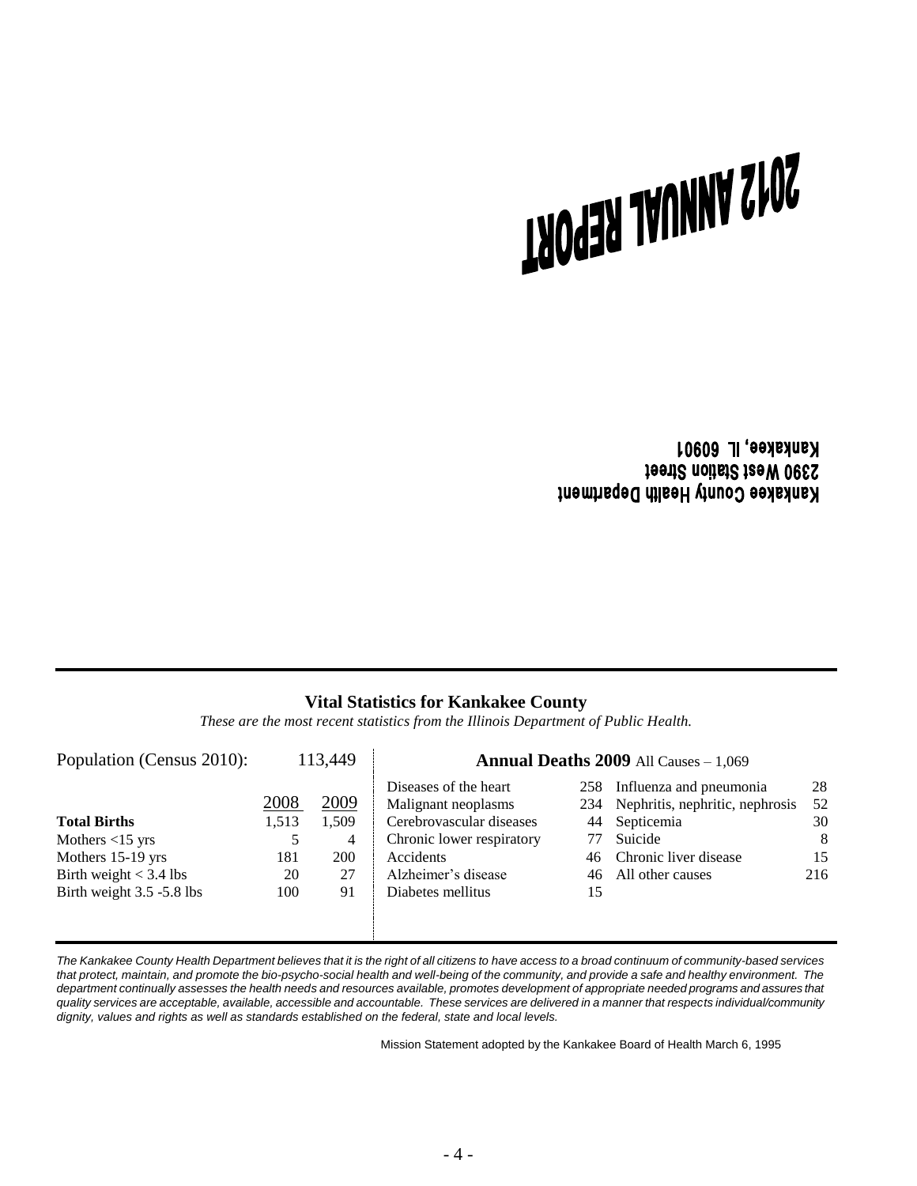2012 ANNUAL REPORT

Kankakee County Health Department
2390 West Station Street
Kankakee, IL 60901

## Vital Statistics for Kankakee County

*These are the most recent statistics from the Illinois Department of Public Health.*

| Population (Census 2010): | 113,449 | |
|---|---|---|
| | 2008 | 2009 |
| **Total Births** | 1,513 | 1,509 |
| Mothers <15 yrs | 5 | 4 |
| Mothers 15-19 yrs | 181 | 200 |
| Birth weight < 3.4 lbs | 20 | 27 |
| Birth weight 3.5 -5.8 lbs | 100 | 91 |

**Annual Deaths 2009** All Causes – 1,069

| | | | |
|---|---|---|---|
| Diseases of the heart | 258 | Influenza and pneumonia | 28 |
| Malignant neoplasms | 234 | Nephritis, nephritic, nephrosis | 52 |
| Cerebrovascular diseases | 44 | Septicemia | 30 |
| Chronic lower respiratory | 77 | Suicide | 8 |
| Accidents | 46 | Chronic liver disease | 15 |
| Alzheimer's disease | 46 | All other causes | 216 |
| Diabetes mellitus | 15 | | |

*The Kankakee County Health Department believes that it is the right of all citizens to have access to a broad continuum of community-based services that protect, maintain, and promote the bio-psycho-social health and well-being of the community, and provide a safe and healthy environment. The department continually assesses the health needs and resources available, promotes development of appropriate needed programs and assures that quality services are acceptable, available, accessible and accountable. These services are delivered in a manner that respects individual/community dignity, values and rights as well as standards established on the federal, state and local levels.*

Mission Statement adopted by the Kankakee Board of Health March 6, 1995